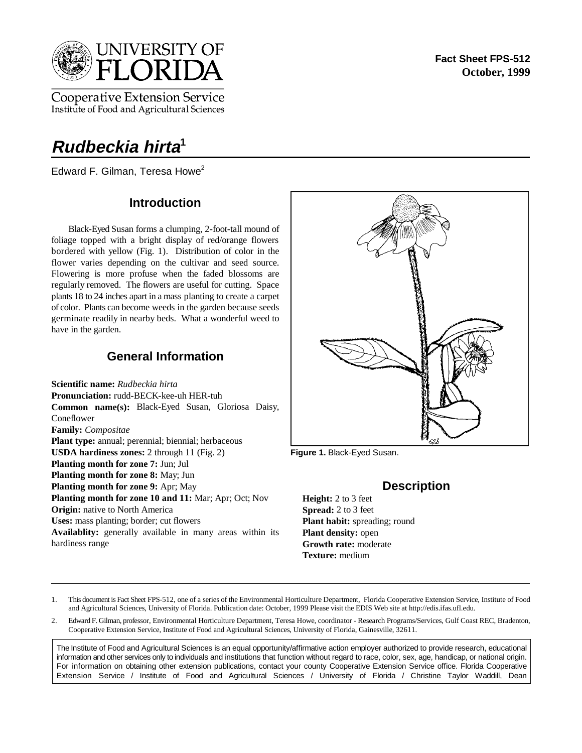**Fact Sheet FPS-512**
**October, 1999**

# *Rudbeckia hirta*[1]

Edward F. Gilman, Teresa Howe[2]

## Introduction

Black-Eyed Susan forms a clumping, 2-foot-tall mound of foliage topped with a bright display of red/orange flowers bordered with yellow (Fig. 1). Distribution of color in the flower varies depending on the cultivar and seed source. Flowering is more profuse when the faded blossoms are regularly removed. The flowers are useful for cutting. Space plants 18 to 24 inches apart in a mass planting to create a carpet of color. Plants can become weeds in the garden because seeds germinate readily in nearby beds. What a wonderful weed to have in the garden.

## General Information

**Scientific name:** *Rudbeckia hirta*
**Pronunciation:** rudd-BECK-kee-uh HER-tuh
**Common name(s):** Black-Eyed Susan, Gloriosa Daisy, Coneflower
**Family:** *Compositae*
**Plant type:** annual; perennial; biennial; herbaceous
**USDA hardiness zones:** 2 through 11 (Fig. 2)
**Planting month for zone 7:** Jun; Jul
**Planting month for zone 8:** May; Jun
**Planting month for zone 9:** Apr; May
**Planting month for zone 10 and 11:** Mar; Apr; Oct; Nov
**Origin:** native to North America
**Uses:** mass planting; border; cut flowers
**Availablity:** generally available in many areas within its hardiness range

**Figure 1.** Black-Eyed Susan.

## Description

**Height:** 2 to 3 feet
**Spread:** 2 to 3 feet
**Plant habit:** spreading; round
**Plant density:** open
**Growth rate:** moderate
**Texture:** medium

---

1. This document is Fact Sheet FPS-512, one of a series of the Environmental Horticulture Department, Florida Cooperative Extension Service, Institute of Food and Agricultural Sciences, University of Florida. Publication date: October, 1999 Please visit the EDIS Web site at http://edis.ifas.ufl.edu.

2. Edward F. Gilman, professor, Environmental Horticulture Department, Teresa Howe, coordinator - Research Programs/Services, Gulf Coast REC, Bradenton, Cooperative Extension Service, Institute of Food and Agricultural Sciences, University of Florida, Gainesville, 32611.

The Institute of Food and Agricultural Sciences is an equal opportunity/affirmative action employer authorized to provide research, educational information and other services only to individuals and institutions that function without regard to race, color, sex, age, handicap, or national origin. For information on obtaining other extension publications, contact your county Cooperative Extension Service office. Florida Cooperative Extension Service / Institute of Food and Agricultural Sciences / University of Florida / Christine Taylor Waddill, Dean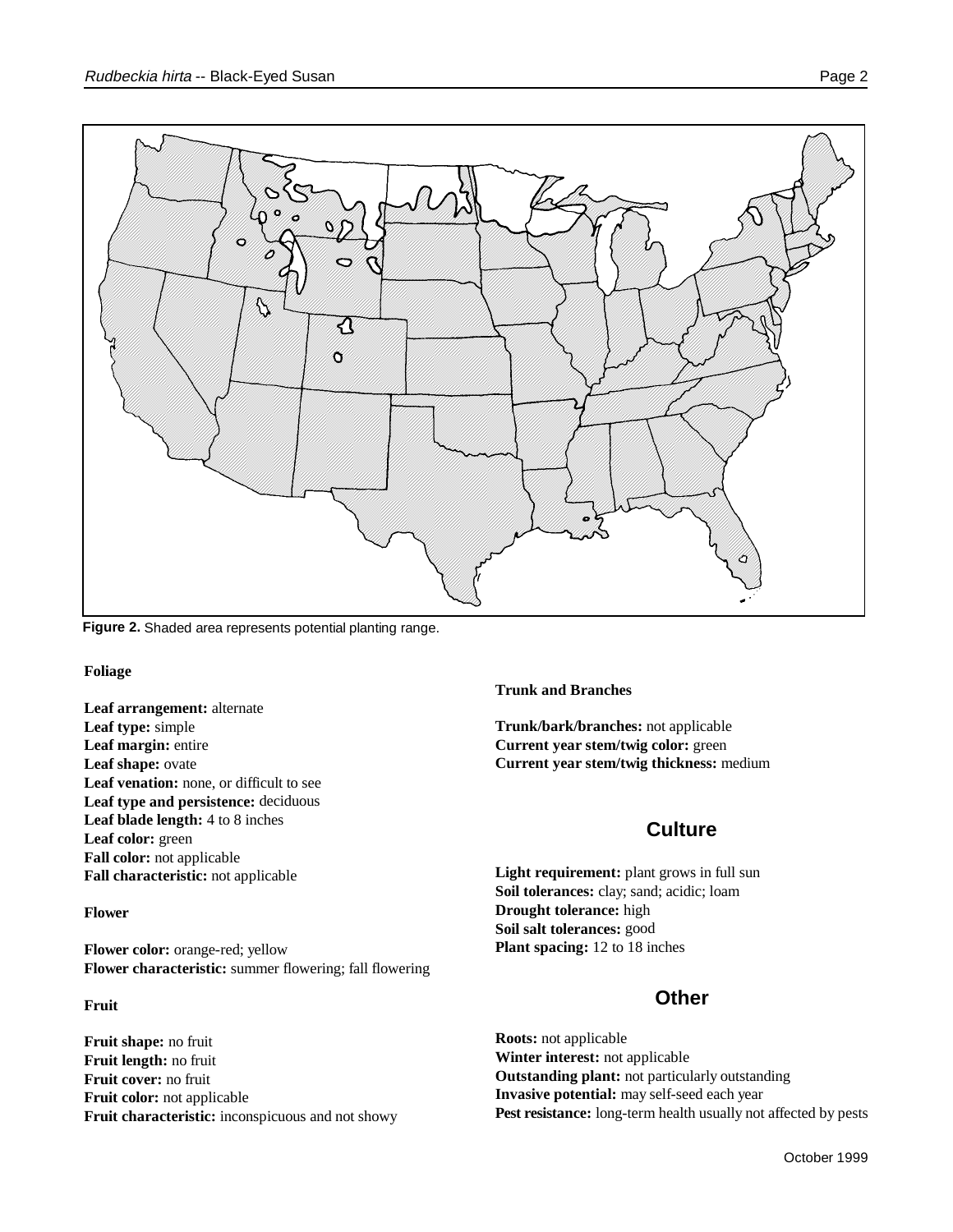Figure 2. Shaded area represents potential planting range.

**Foliage**

**Leaf arrangement:** alternate
**Leaf type:** simple
**Leaf margin:** entire
**Leaf shape:** ovate
**Leaf venation:** none, or difficult to see
**Leaf type and persistence:** deciduous
**Leaf blade length:** 4 to 8 inches
**Leaf color:** green
**Fall color:** not applicable
**Fall characteristic:** not applicable

**Flower**

**Flower color:** orange-red; yellow
**Flower characteristic:** summer flowering; fall flowering

**Fruit**

**Fruit shape:** no fruit
**Fruit length:** no fruit
**Fruit cover:** no fruit
**Fruit color:** not applicable
**Fruit characteristic:** inconspicuous and not showy

**Trunk and Branches**

**Trunk/bark/branches:** not applicable
**Current year stem/twig color:** green
**Current year stem/twig thickness:** medium

## Culture

**Light requirement:** plant grows in full sun
**Soil tolerances:** clay; sand; acidic; loam
**Drought tolerance:** high
**Soil salt tolerances:** good
**Plant spacing:** 12 to 18 inches

## Other

**Roots:** not applicable
**Winter interest:** not applicable
**Outstanding plant:** not particularly outstanding
**Invasive potential:** may self-seed each year
**Pest resistance:** long-term health usually not affected by pests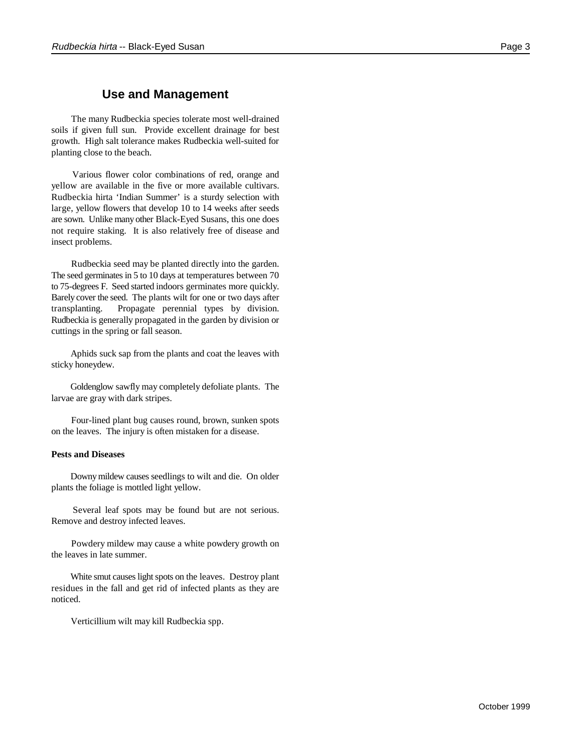## Use and Management

The many Rudbeckia species tolerate most well-drained soils if given full sun. Provide excellent drainage for best growth. High salt tolerance makes Rudbeckia well-suited for planting close to the beach.

Various flower color combinations of red, orange and yellow are available in the five or more available cultivars. Rudbeckia hirta 'Indian Summer' is a sturdy selection with large, yellow flowers that develop 10 to 14 weeks after seeds are sown. Unlike many other Black-Eyed Susans, this one does not require staking. It is also relatively free of disease and insect problems.

Rudbeckia seed may be planted directly into the garden. The seed germinates in 5 to 10 days at temperatures between 70 to 75-degrees F. Seed started indoors germinates more quickly. Barely cover the seed. The plants wilt for one or two days after transplanting. Propagate perennial types by division. Rudbeckia is generally propagated in the garden by division or cuttings in the spring or fall season.

Aphids suck sap from the plants and coat the leaves with sticky honeydew.

Goldenglow sawfly may completely defoliate plants. The larvae are gray with dark stripes.

Four-lined plant bug causes round, brown, sunken spots on the leaves. The injury is often mistaken for a disease.

**Pests and Diseases**

Downy mildew causes seedlings to wilt and die. On older plants the foliage is mottled light yellow.

Several leaf spots may be found but are not serious. Remove and destroy infected leaves.

Powdery mildew may cause a white powdery growth on the leaves in late summer.

White smut causes light spots on the leaves. Destroy plant residues in the fall and get rid of infected plants as they are noticed.

Verticillium wilt may kill Rudbeckia spp.